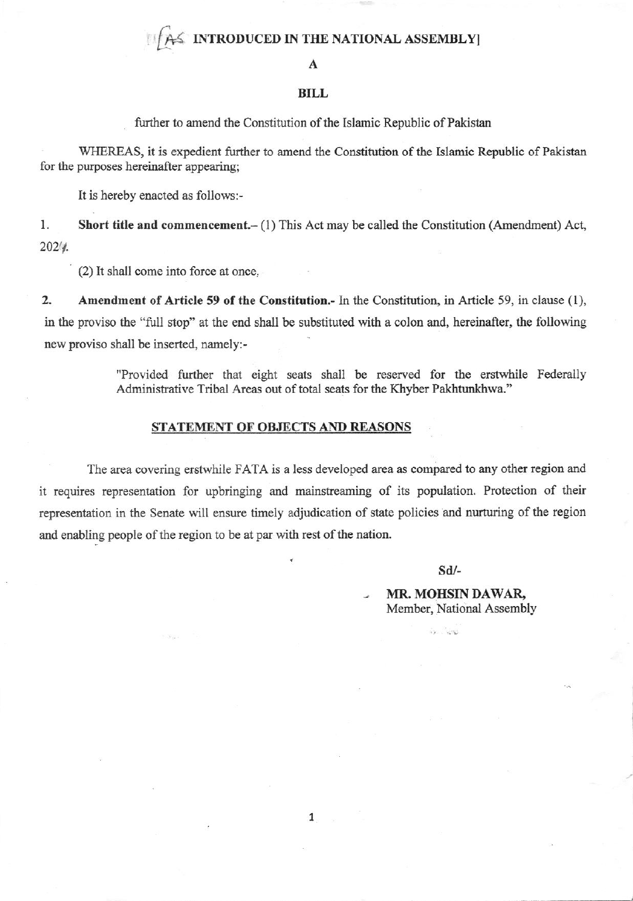[AS INTRODUCED IN THE NATIONAL ASSEMBLY]

# A

# BILL

further to amend the Constitution of the Islamic Republic of Pakistan

WHEREAS, it is expedient further to amend the Constitution of the Islamic Republic of Pakistan for the purposes hereinafter appearing;

It is hereby enacted as follows:-

1. **Short title and commencement.**– (1) This Act may be called the Constitution (Amendment) Act, 2024.

(2) It shall come into force at once.

2. **Amendment of Article 59 of the Constitution.-** In the Constitution, in Article 59, in clause (1), in the proviso the "full stop" at the end shall be substituted with a colon and, hereinafter, the following new proviso shall be inserted, namely:-

> "Provided further that eight seats shall be reserved for the erstwhile Federally Administrative Tribal Areas out of total seats for the Khyber Pakhtunkhwa."

## STATEMENT OF OBJECTS AND REASONS

The area covering erstwhile FATA is a less developed area as compared to any other region and it requires representation for upbringing and mainstreaming of its population. Protection of their representation in the Senate will ensure timely adjudication of state policies and nurturing of the region and enabling people of the region to be at par with rest of the nation.

Sd/-

**MR. MOHSIN DAWAR,**
Member, National Assembly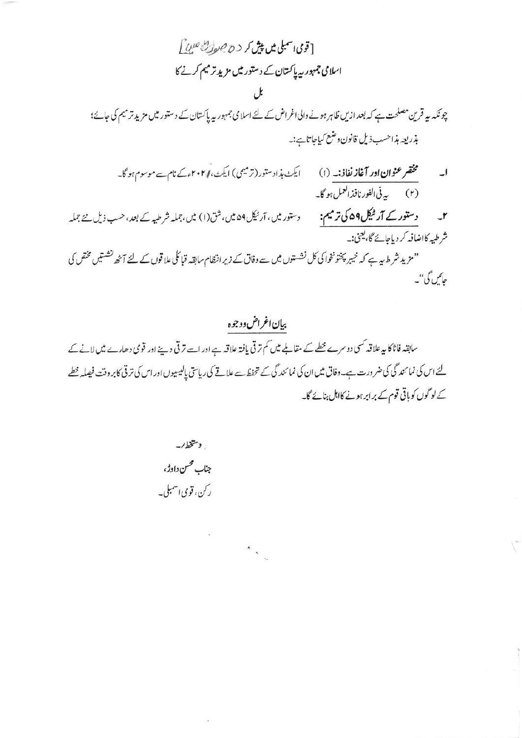[قومی اسمبلی میں پیش کردہ صورت میں]

اسلامی جمہوریہ پاکستان کے دستور میں مزید ترمیم کرنے کا

بل

چونکہ یہ قرین مصلحت ہے کہ بعد ازیں ظاہر ہونے والی اغراض کے لئے اسلامی جمہوریہ پاکستان کے دستور میں مزید ترمیم کی جائے؛

بذریعہ ہذا حسب ذیل قانون وضع کیا جاتا ہے:۔

۱۔ **مختصر عنوان اور آغاز نفاذ:۔** (۱) ایکٹ ہذا دستور (ترمیمی) ایکٹ، ۲۰۲۱ء کے نام سے موسوم ہوگا۔

(۲) یہ فی الفور نافذ العمل ہوگا۔

۲۔ **دستور کے آرٹیکل ۵۹ کی ترمیم:** دستور میں، آرٹیکل ۵۹ میں، شق (۱) میں، جملہ شرطیہ کے بعد، حسب ذیل نئے جملہ شرطیہ کا اضافہ کر دیا جائے گا، یعنی:۔

"مزید شرط یہ ہے کہ خیبر پختونخوا کی کل نشستوں میں سے وفاق کے زیر انتظام سابقہ قبائلی علاقوں کے لئے آٹھ نشستیں مختص کی جائیں گی"۔

## بیان اغراض و وجوہ

سابقہ فاٹا کا یہ علاقہ کسی دوسرے خطے کے مقابلے میں کم ترقی یافتہ علاقہ ہے اور اسے ترقی دینے اور قومی دھارے میں لانے کے لئے اس کی نمائندگی کی ضرورت ہے۔ وفاق میں ان کی نمائندگی کے تحفظ سے علاقے کی ریاستی پالیسیوں اور اس کی ترقی کا بروقت فیصلہ خطے کے لوگوں کو باقی قوم کے برابر ہونے کا اہل بنائے گا۔

دستخط/-

جناب محسن داوڑ،

رکن، قومی اسمبلی۔